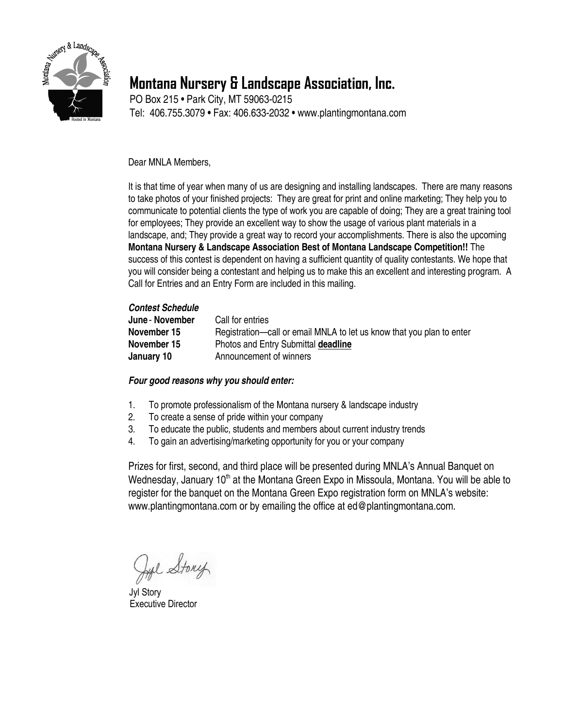# Montana Nursery & Landscape Association, Inc.

PO Box 215 • Park City, MT 59063-0215
Tel: 406.755.3079 • Fax: 406.633-2032 • www.plantingmontana.com

Dear MNLA Members,

It is that time of year when many of us are designing and installing landscapes. There are many reasons to take photos of your finished projects: They are great for print and online marketing; They help you to communicate to potential clients the type of work you are capable of doing; They are a great training tool for employees; They provide an excellent way to show the usage of various plant materials in a landscape, and; They provide a great way to record your accomplishments. There is also the upcoming **Montana Nursery & Landscape Association Best of Montana Landscape Competition!!** The success of this contest is dependent on having a sufficient quantity of quality contestants. We hope that you will consider being a contestant and helping us to make this an excellent and interesting program. A Call for Entries and an Entry Form are included in this mailing.

***Contest Schedule***

| | |
|---|---|
| **June - November** | Call for entries |
| **November 15** | Registration—call or email MNLA to let us know that you plan to enter |
| **November 15** | Photos and Entry Submittal **deadline** |
| **January 10** | Announcement of winners |

***Four good reasons why you should enter:***

1. To promote professionalism of the Montana nursery & landscape industry
2. To create a sense of pride within your company
3. To educate the public, students and members about current industry trends
4. To gain an advertising/marketing opportunity for you or your company

Prizes for first, second, and third place will be presented during MNLA's Annual Banquet on Wednesday, January 10th at the Montana Green Expo in Missoula, Montana. You will be able to register for the banquet on the Montana Green Expo registration form on MNLA's website: www.plantingmontana.com or by emailing the office at ed@plantingmontana.com.

Jyl Story
Executive Director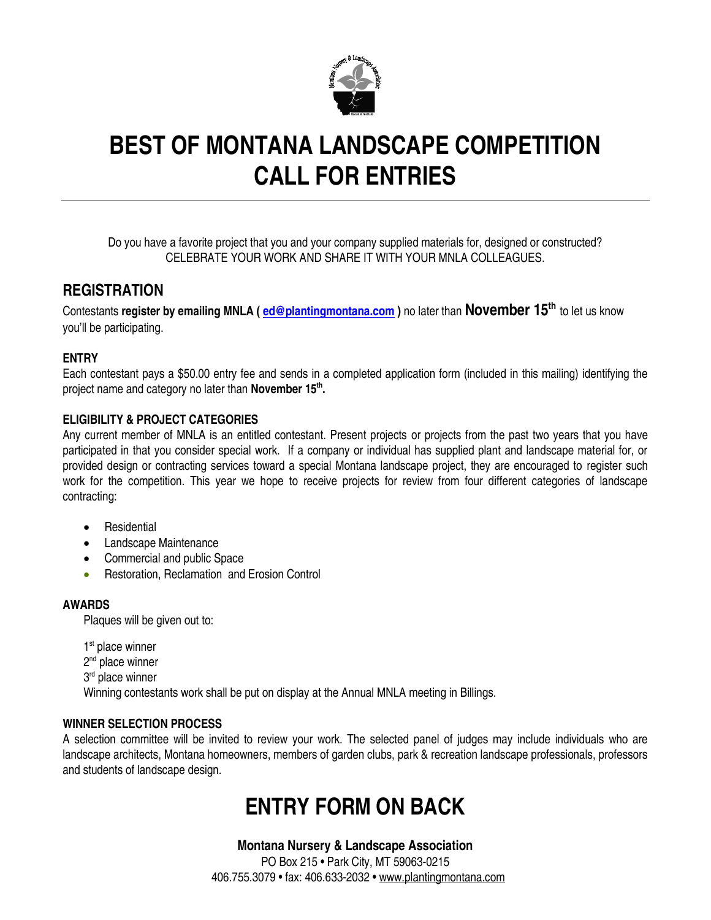# BEST OF MONTANA LANDSCAPE COMPETITION CALL FOR ENTRIES

Do you have a favorite project that you and your company supplied materials for, designed or constructed?
CELEBRATE YOUR WORK AND SHARE IT WITH YOUR MNLA COLLEAGUES.

## REGISTRATION

Contestants **register by emailing MNLA ( ed@plantingmontana.com )** no later than **November 15th** to let us know you'll be participating.

### ENTRY

Each contestant pays a $50.00 entry fee and sends in a completed application form (included in this mailing) identifying the project name and category no later than **November 15th.**

### ELIGIBILITY & PROJECT CATEGORIES

Any current member of MNLA is an entitled contestant. Present projects or projects from the past two years that you have participated in that you consider special work. If a company or individual has supplied plant and landscape material for, or provided design or contracting services toward a special Montana landscape project, they are encouraged to register such work for the competition. This year we hope to receive projects for review from four different categories of landscape contracting:

- Residential
- Landscape Maintenance
- Commercial and public Space
- Restoration, Reclamation and Erosion Control

### AWARDS

Plaques will be given out to:

1st place winner
2nd place winner
3rd place winner
Winning contestants work shall be put on display at the Annual MNLA meeting in Billings.

### WINNER SELECTION PROCESS

A selection committee will be invited to review your work. The selected panel of judges may include individuals who are landscape architects, Montana homeowners, members of garden clubs, park & recreation landscape professionals, professors and students of landscape design.

# ENTRY FORM ON BACK

**Montana Nursery & Landscape Association**
PO Box 215 • Park City, MT 59063-0215
406.755.3079 • fax: 406.633-2032 • www.plantingmontana.com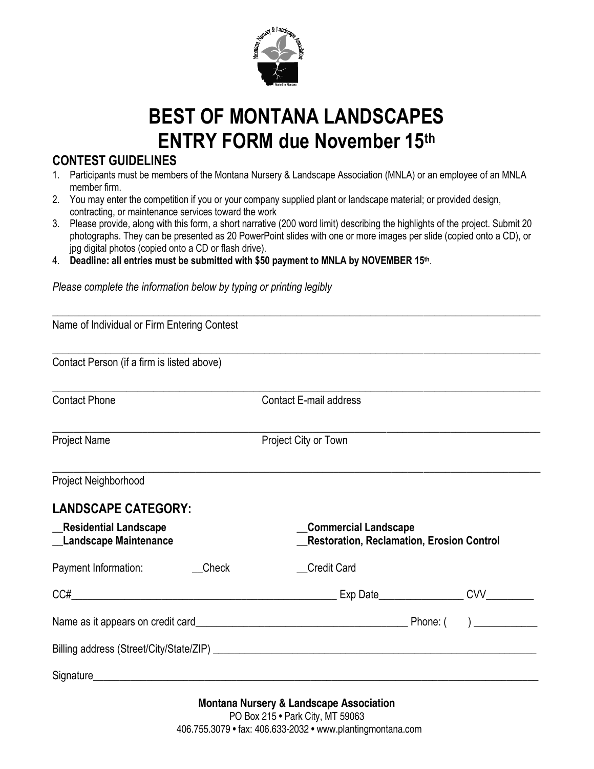# BEST OF MONTANA LANDSCAPES
# ENTRY FORM due November 15th

## CONTEST GUIDELINES

1. Participants must be members of the Montana Nursery & Landscape Association (MNLA) or an employee of an MNLA member firm.
2. You may enter the competition if you or your company supplied plant or landscape material; or provided design, contracting, or maintenance services toward the work
3. Please provide, along with this form, a short narrative (200 word limit) describing the highlights of the project. Submit 20 photographs. They can be presented as 20 PowerPoint slides with one or more images per slide (copied onto a CD), or jpg digital photos (copied onto a CD or flash drive).
4. **Deadline: all entries must be submitted with $50 payment to MNLA by NOVEMBER 15th**.

*Please complete the information below by typing or printing legibly*

______________________________________________________________________________
Name of Individual or Firm Entering Contest

______________________________________________________________________________
Contact Person (if a firm is listed above)

______________________________________________________________________________
Contact Phone                                        Contact E-mail address

______________________________________________________________________________
Project Name                                        Project City or Town

______________________________________________________________________________
Project Neighborhood

## LANDSCAPE CATEGORY:

**__Residential Landscape**
**__Landscape Maintenance**
**__Commercial Landscape**
**__Restoration, Reclamation, Erosion Control**

Payment Information:     __Check     __Credit Card

CC#______________________________________ Exp Date______________ CVV________

Name as it appears on credit card___________________________________ Phone: (    ) ___________

Billing address (Street/City/State/ZIP) ______________________________________________________

Signature____________________________________________________________________________

**Montana Nursery & Landscape Association**
PO Box 215 • Park City, MT 59063
406.755.3079 • fax: 406.633-2032 • www.plantingmontana.com